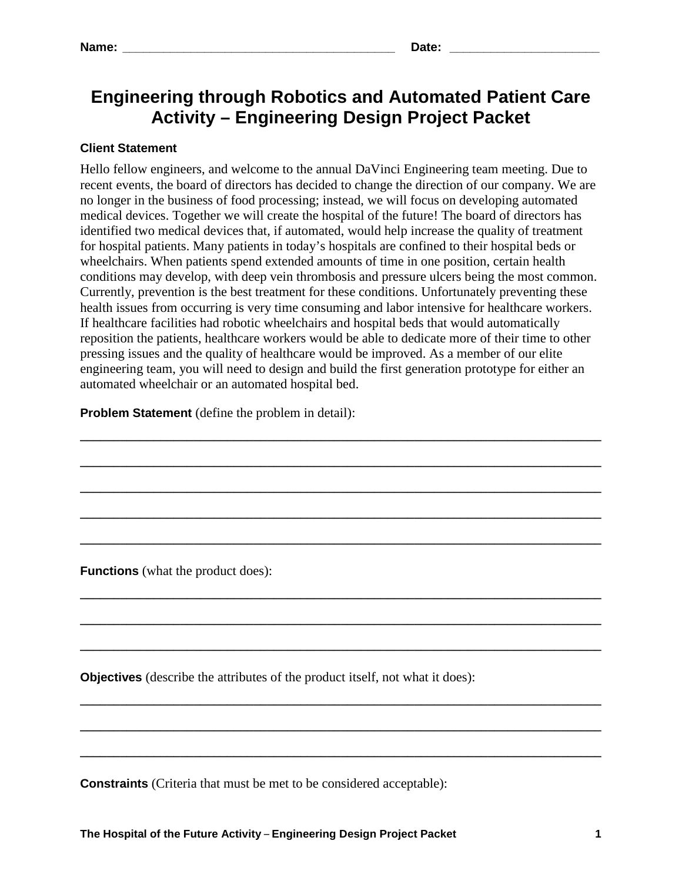**Name:** ________________________________________ **Date:** ______________________

# Engineering through Robotics and Automated Patient Care Activity – Engineering Design Project Packet

**Client Statement**

Hello fellow engineers, and welcome to the annual DaVinci Engineering team meeting. Due to recent events, the board of directors has decided to change the direction of our company. We are no longer in the business of food processing; instead, we will focus on developing automated medical devices. Together we will create the hospital of the future! The board of directors has identified two medical devices that, if automated, would help increase the quality of treatment for hospital patients. Many patients in today's hospitals are confined to their hospital beds or wheelchairs. When patients spend extended amounts of time in one position, certain health conditions may develop, with deep vein thrombosis and pressure ulcers being the most common. Currently, prevention is the best treatment for these conditions. Unfortunately preventing these health issues from occurring is very time consuming and labor intensive for healthcare workers. If healthcare facilities had robotic wheelchairs and hospital beds that would automatically reposition the patients, healthcare workers would be able to dedicate more of their time to other pressing issues and the quality of healthcare would be improved. As a member of our elite engineering team, you will need to design and build the first generation prototype for either an automated wheelchair or an automated hospital bed.

**Problem Statement** (define the problem in detail):

______________________________________________________________________________

______________________________________________________________________________

______________________________________________________________________________

______________________________________________________________________________

______________________________________________________________________________

**Functions** (what the product does):

______________________________________________________________________________

______________________________________________________________________________

______________________________________________________________________________

**Objectives** (describe the attributes of the product itself, not what it does):

______________________________________________________________________________

______________________________________________________________________________

______________________________________________________________________________

**Constraints** (Criteria that must be met to be considered acceptable):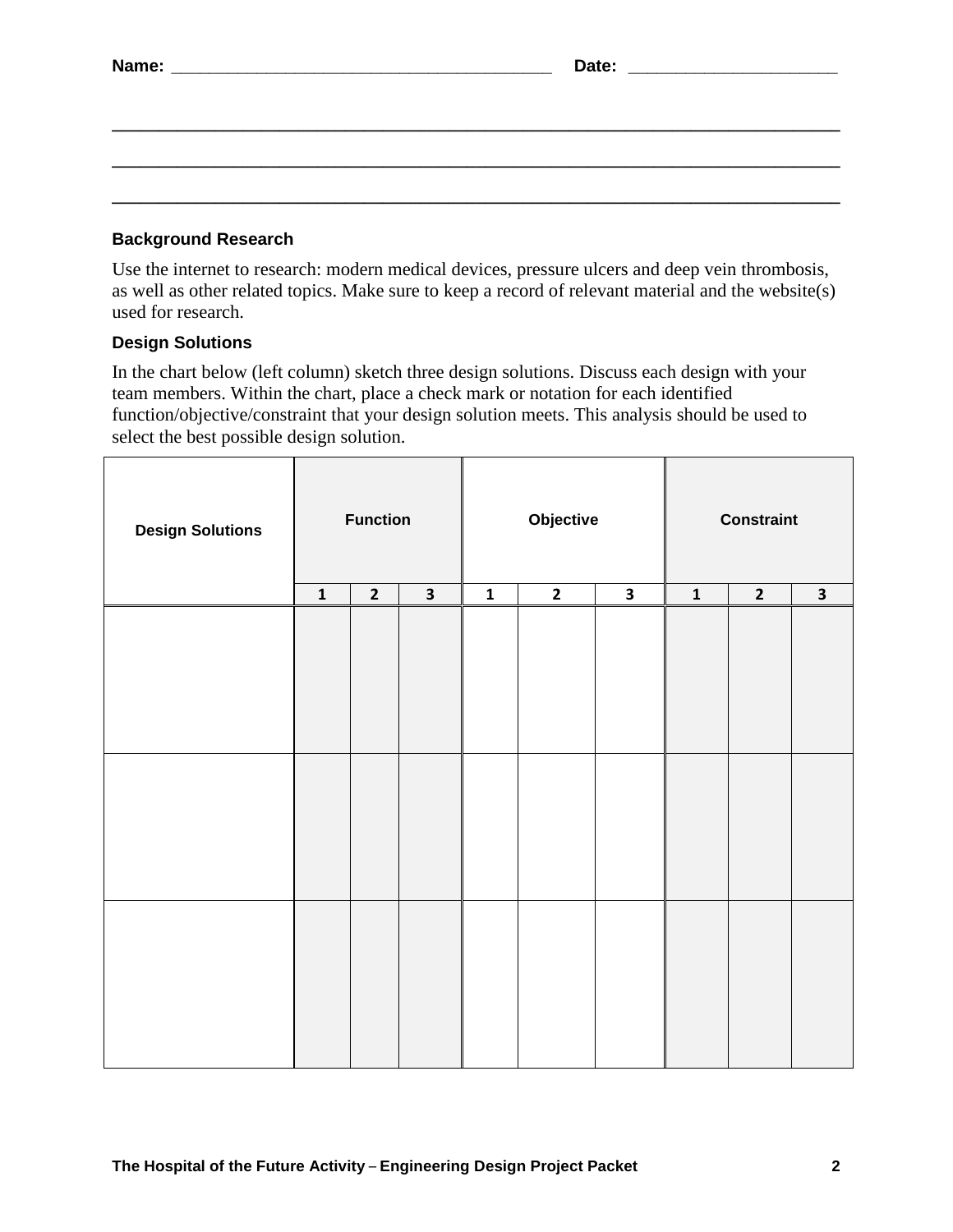**Name:** ________________________________________ **Date:** ______________________

________________________________________________________________________________

________________________________________________________________________________

________________________________________________________________________________

### Background Research

Use the internet to research: modern medical devices, pressure ulcers and deep vein thrombosis, as well as other related topics. Make sure to keep a record of relevant material and the website(s) used for research.

### Design Solutions

In the chart below (left column) sketch three design solutions. Discuss each design with your team members. Within the chart, place a check mark or notation for each identified function/objective/constraint that your design solution meets. This analysis should be used to select the best possible design solution.

| Design Solutions | Function | | | Objective | | | Constraint | | |
|---|---|---|---|---|---|---|---|---|---|
| | 1 | 2 | 3 | 1 | 2 | 3 | 1 | 2 | 3 |
| | | | | | | | | | |
| | | | | | | | | | |
| | | | | | | | | | |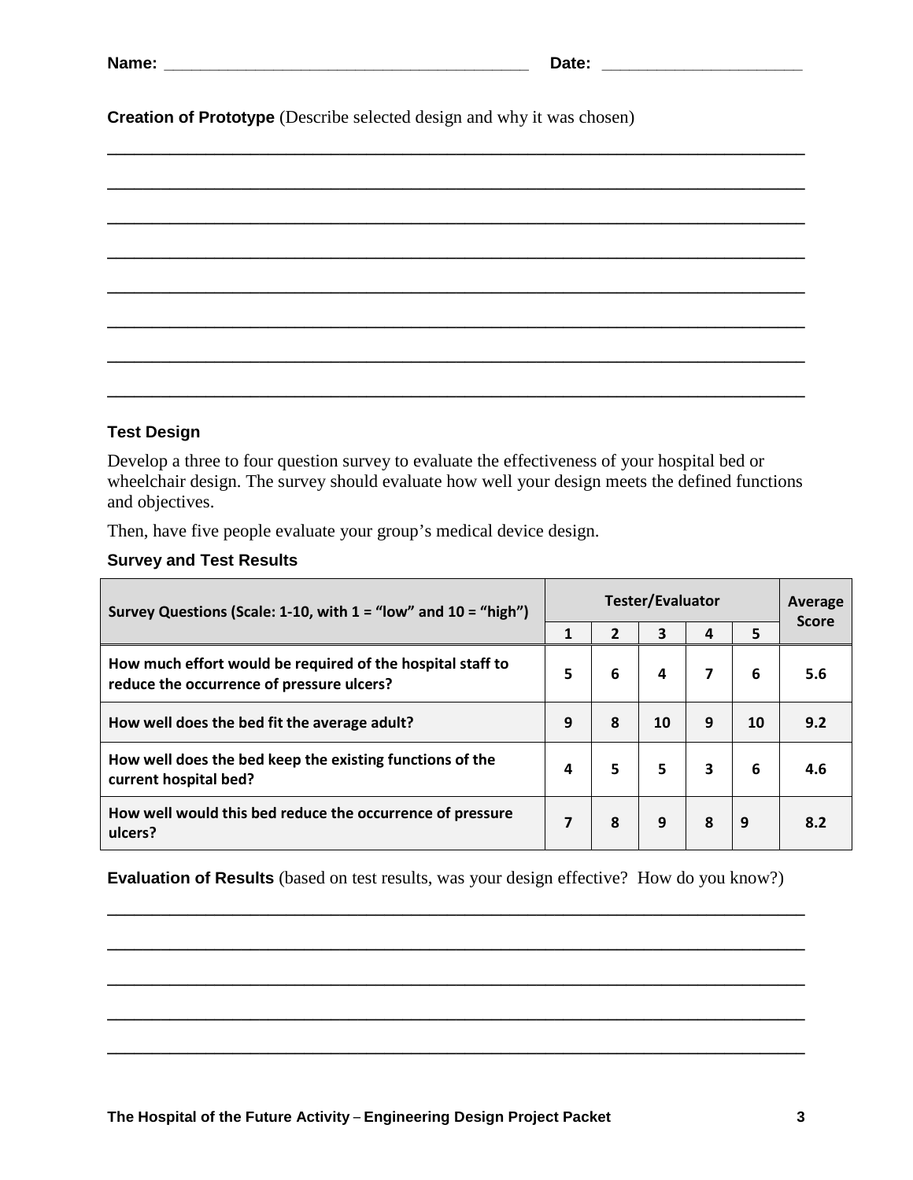**Name:** ________________________________________ **Date:** ______________________

**Creation of Prototype** (Describe selected design and why it was chosen)

_______________________________________________________________________________

_______________________________________________________________________________

_______________________________________________________________________________

_______________________________________________________________________________

_______________________________________________________________________________

_______________________________________________________________________________

_______________________________________________________________________________

_______________________________________________________________________________

**Test Design**

Develop a three to four question survey to evaluate the effectiveness of your hospital bed or wheelchair design. The survey should evaluate how well your design meets the defined functions and objectives.

Then, have five people evaluate your group's medical device design.

**Survey and Test Results**

| Survey Questions (Scale: 1-10, with 1 = "low" and 10 = "high") | Tester/Evaluator | | | | | Average Score |
|---|---|---|---|---|---|---|
| | 1 | 2 | 3 | 4 | 5 | |
| How much effort would be required of the hospital staff to reduce the occurrence of pressure ulcers? | 5 | 6 | 4 | 7 | 6 | 5.6 |
| How well does the bed fit the average adult? | 9 | 8 | 10 | 9 | 10 | 9.2 |
| How well does the bed keep the existing functions of the current hospital bed? | 4 | 5 | 5 | 3 | 6 | 4.6 |
| How well would this bed reduce the occurrence of pressure ulcers? | 7 | 8 | 9 | 8 | 9 | 8.2 |

**Evaluation of Results** (based on test results, was your design effective? How do you know?)

_______________________________________________________________________________

_______________________________________________________________________________

_______________________________________________________________________________

_______________________________________________________________________________

_______________________________________________________________________________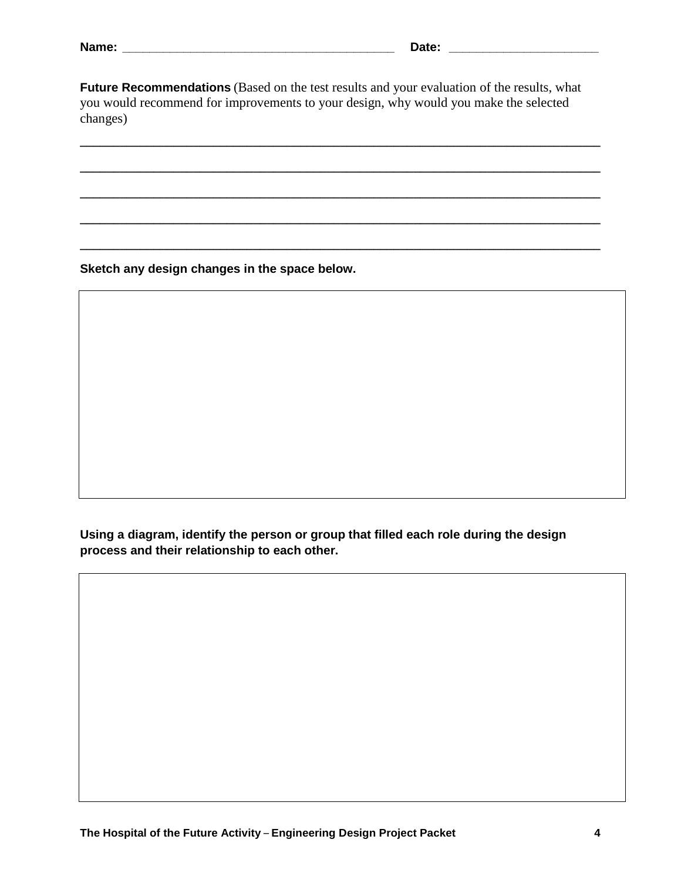Name: ________________________________________ Date: ______________________

**Future Recommendations** (Based on the test results and your evaluation of the results, what you would recommend for improvements to your design, why would you make the selected changes)

___________________________________________________________________________

___________________________________________________________________________

___________________________________________________________________________

___________________________________________________________________________

___________________________________________________________________________

**Sketch any design changes in the space below.**

**Using a diagram, identify the person or group that filled each role during the design process and their relationship to each other.**